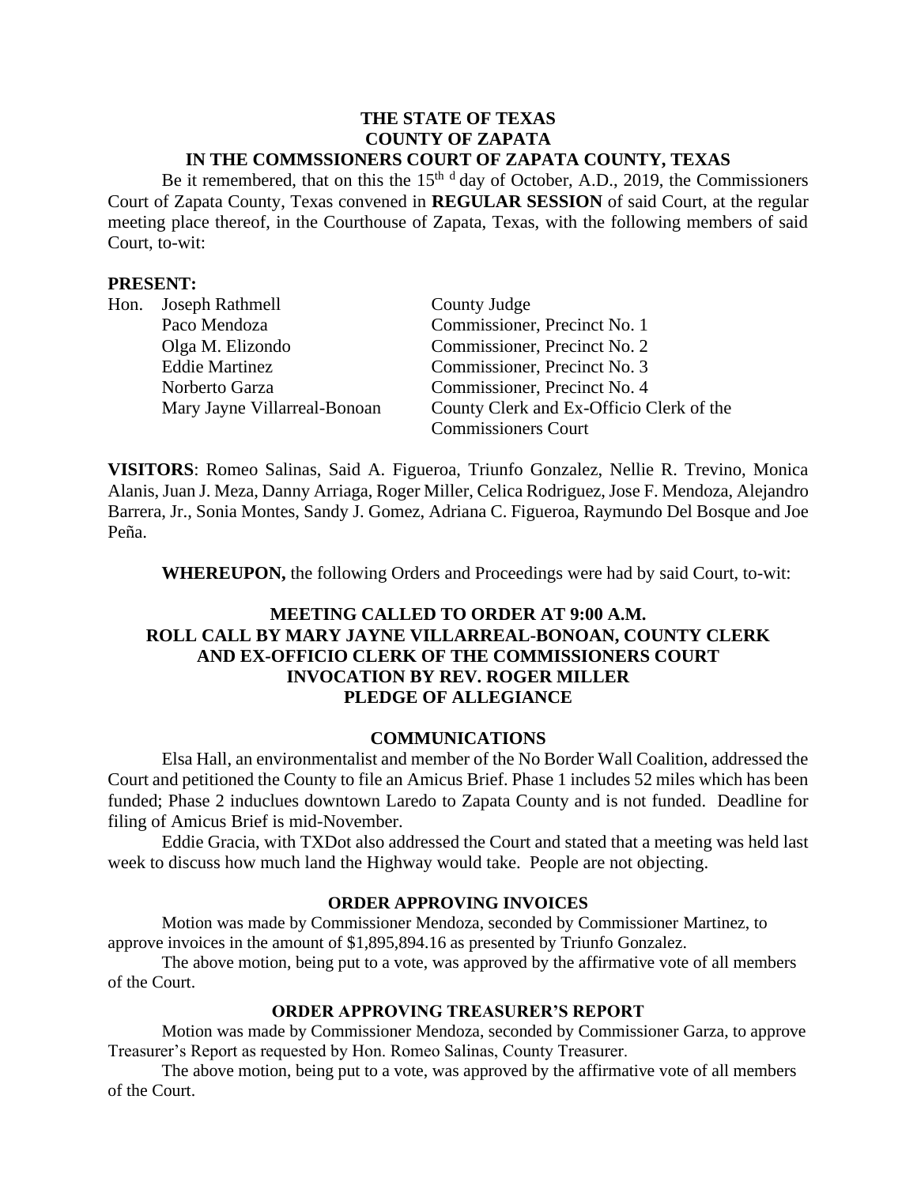# THE STATE OF TEXAS
# COUNTY OF ZAPATA
## IN THE COMMSSIONERS COURT OF ZAPATA COUNTY, TEXAS

Be it remembered, that on this the 15th d day of October, A.D., 2019, the Commissioners Court of Zapata County, Texas convened in **REGULAR SESSION** of said Court, at the regular meeting place thereof, in the Courthouse of Zapata, Texas, with the following members of said Court, to-wit:

**PRESENT:**

| | | |
|---|---|---|
| Hon. | Joseph Rathmell | County Judge |
| | Paco Mendoza | Commissioner, Precinct No. 1 |
| | Olga M. Elizondo | Commissioner, Precinct No. 2 |
| | Eddie Martinez | Commissioner, Precinct No. 3 |
| | Norberto Garza | Commissioner, Precinct No. 4 |
| | Mary Jayne Villarreal-Bonoan | County Clerk and Ex-Officio Clerk of the Commissioners Court |

**VISITORS**: Romeo Salinas, Said A. Figueroa, Triunfo Gonzalez, Nellie R. Trevino, Monica Alanis, Juan J. Meza, Danny Arriaga, Roger Miller, Celica Rodriguez, Jose F. Mendoza, Alejandro Barrera, Jr., Sonia Montes, Sandy J. Gomez, Adriana C. Figueroa, Raymundo Del Bosque and Joe Peña.

**WHEREUPON,** the following Orders and Proceedings were had by said Court, to-wit:

### MEETING CALLED TO ORDER AT 9:00 A.M.
### ROLL CALL BY MARY JAYNE VILLARREAL-BONOAN, COUNTY CLERK AND EX-OFFICIO CLERK OF THE COMMISSIONERS COURT
### INVOCATION BY REV. ROGER MILLER
### PLEDGE OF ALLEGIANCE

### COMMUNICATIONS

Elsa Hall, an environmentalist and member of the No Border Wall Coalition, addressed the Court and petitioned the County to file an Amicus Brief. Phase 1 includes 52 miles which has been funded; Phase 2 induclues downtown Laredo to Zapata County and is not funded. Deadline for filing of Amicus Brief is mid-November.

Eddie Gracia, with TXDot also addressed the Court and stated that a meeting was held last week to discuss how much land the Highway would take. People are not objecting.

### ORDER APPROVING INVOICES

Motion was made by Commissioner Mendoza, seconded by Commissioner Martinez, to approve invoices in the amount of $1,895,894.16 as presented by Triunfo Gonzalez.

The above motion, being put to a vote, was approved by the affirmative vote of all members of the Court.

### ORDER APPROVING TREASURER'S REPORT

Motion was made by Commissioner Mendoza, seconded by Commissioner Garza, to approve Treasurer's Report as requested by Hon. Romeo Salinas, County Treasurer.

The above motion, being put to a vote, was approved by the affirmative vote of all members of the Court.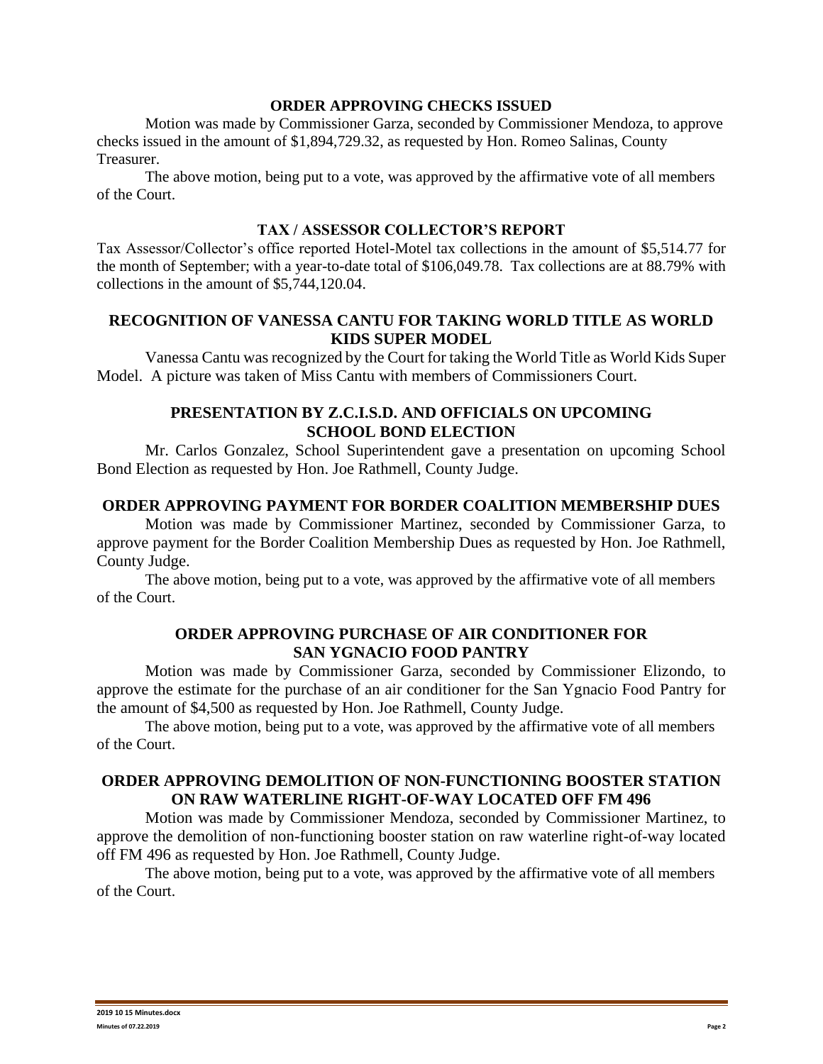## ORDER APPROVING CHECKS ISSUED

Motion was made by Commissioner Garza, seconded by Commissioner Mendoza, to approve checks issued in the amount of $1,894,729.32, as requested by Hon. Romeo Salinas, County Treasurer.

The above motion, being put to a vote, was approved by the affirmative vote of all members of the Court.

## TAX / ASSESSOR COLLECTOR'S REPORT

Tax Assessor/Collector's office reported Hotel-Motel tax collections in the amount of $5,514.77 for the month of September; with a year-to-date total of $106,049.78. Tax collections are at 88.79% with collections in the amount of $5,744,120.04.

## RECOGNITION OF VANESSA CANTU FOR TAKING WORLD TITLE AS WORLD KIDS SUPER MODEL

Vanessa Cantu was recognized by the Court for taking the World Title as World Kids Super Model. A picture was taken of Miss Cantu with members of Commissioners Court.

## PRESENTATION BY Z.C.I.S.D. AND OFFICIALS ON UPCOMING SCHOOL BOND ELECTION

Mr. Carlos Gonzalez, School Superintendent gave a presentation on upcoming School Bond Election as requested by Hon. Joe Rathmell, County Judge.

## ORDER APPROVING PAYMENT FOR BORDER COALITION MEMBERSHIP DUES

Motion was made by Commissioner Martinez, seconded by Commissioner Garza, to approve payment for the Border Coalition Membership Dues as requested by Hon. Joe Rathmell, County Judge.

The above motion, being put to a vote, was approved by the affirmative vote of all members of the Court.

## ORDER APPROVING PURCHASE OF AIR CONDITIONER FOR SAN YGNACIO FOOD PANTRY

Motion was made by Commissioner Garza, seconded by Commissioner Elizondo, to approve the estimate for the purchase of an air conditioner for the San Ygnacio Food Pantry for the amount of $4,500 as requested by Hon. Joe Rathmell, County Judge.

The above motion, being put to a vote, was approved by the affirmative vote of all members of the Court.

## ORDER APPROVING DEMOLITION OF NON-FUNCTIONING BOOSTER STATION ON RAW WATERLINE RIGHT-OF-WAY LOCATED OFF FM 496

Motion was made by Commissioner Mendoza, seconded by Commissioner Martinez, to approve the demolition of non-functioning booster station on raw waterline right-of-way located off FM 496 as requested by Hon. Joe Rathmell, County Judge.

The above motion, being put to a vote, was approved by the affirmative vote of all members of the Court.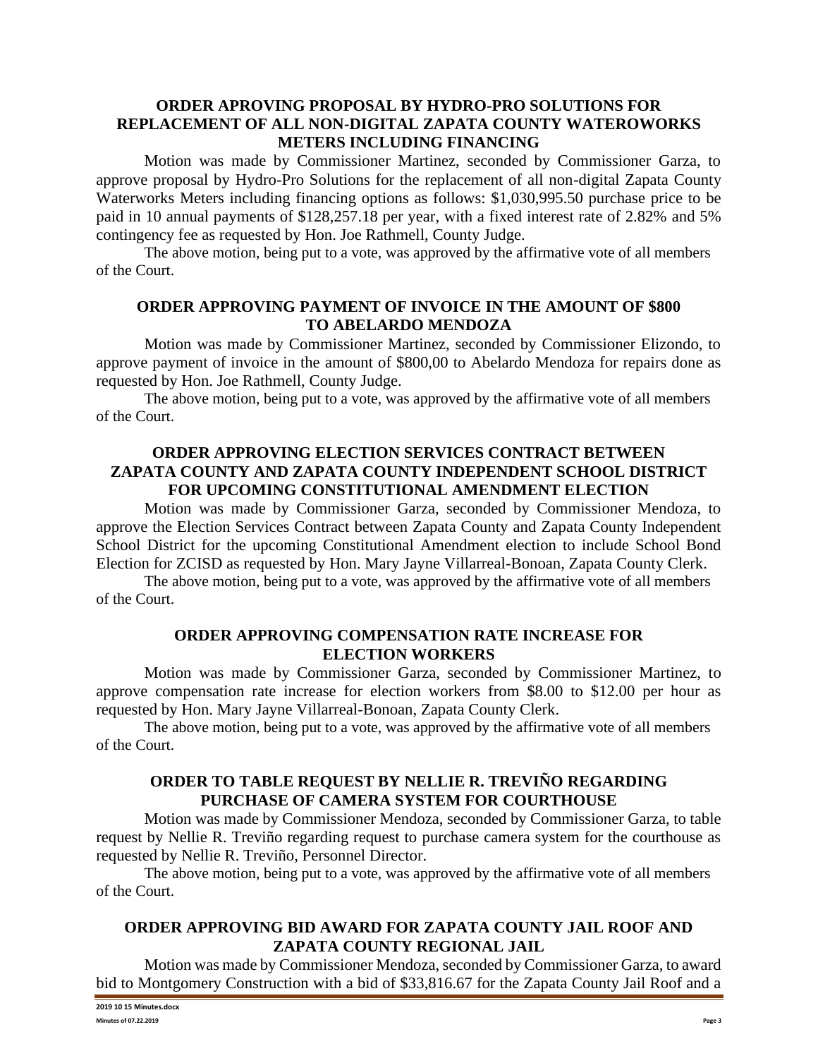### ORDER APROVING PROPOSAL BY HYDRO-PRO SOLUTIONS FOR REPLACEMENT OF ALL NON-DIGITAL ZAPATA COUNTY WATEROWORKS METERS INCLUDING FINANCING

Motion was made by Commissioner Martinez, seconded by Commissioner Garza, to approve proposal by Hydro-Pro Solutions for the replacement of all non-digital Zapata County Waterworks Meters including financing options as follows: $1,030,995.50 purchase price to be paid in 10 annual payments of $128,257.18 per year, with a fixed interest rate of 2.82% and 5% contingency fee as requested by Hon. Joe Rathmell, County Judge.

The above motion, being put to a vote, was approved by the affirmative vote of all members of the Court.

### ORDER APPROVING PAYMENT OF INVOICE IN THE AMOUNT OF $800 TO ABELARDO MENDOZA

Motion was made by Commissioner Martinez, seconded by Commissioner Elizondo, to approve payment of invoice in the amount of $800,00 to Abelardo Mendoza for repairs done as requested by Hon. Joe Rathmell, County Judge.

The above motion, being put to a vote, was approved by the affirmative vote of all members of the Court.

### ORDER APPROVING ELECTION SERVICES CONTRACT BETWEEN ZAPATA COUNTY AND ZAPATA COUNTY INDEPENDENT SCHOOL DISTRICT FOR UPCOMING CONSTITUTIONAL AMENDMENT ELECTION

Motion was made by Commissioner Garza, seconded by Commissioner Mendoza, to approve the Election Services Contract between Zapata County and Zapata County Independent School District for the upcoming Constitutional Amendment election to include School Bond Election for ZCISD as requested by Hon. Mary Jayne Villarreal-Bonoan, Zapata County Clerk.

The above motion, being put to a vote, was approved by the affirmative vote of all members of the Court.

### ORDER APPROVING COMPENSATION RATE INCREASE FOR ELECTION WORKERS

Motion was made by Commissioner Garza, seconded by Commissioner Martinez, to approve compensation rate increase for election workers from $8.00 to $12.00 per hour as requested by Hon. Mary Jayne Villarreal-Bonoan, Zapata County Clerk.

The above motion, being put to a vote, was approved by the affirmative vote of all members of the Court.

### ORDER TO TABLE REQUEST BY NELLIE R. TREVIÑO REGARDING PURCHASE OF CAMERA SYSTEM FOR COURTHOUSE

Motion was made by Commissioner Mendoza, seconded by Commissioner Garza, to table request by Nellie R. Treviño regarding request to purchase camera system for the courthouse as requested by Nellie R. Treviño, Personnel Director.

The above motion, being put to a vote, was approved by the affirmative vote of all members of the Court.

### ORDER APPROVING BID AWARD FOR ZAPATA COUNTY JAIL ROOF AND ZAPATA COUNTY REGIONAL JAIL

Motion was made by Commissioner Mendoza, seconded by Commissioner Garza, to award bid to Montgomery Construction with a bid of $33,816.67 for the Zapata County Jail Roof and a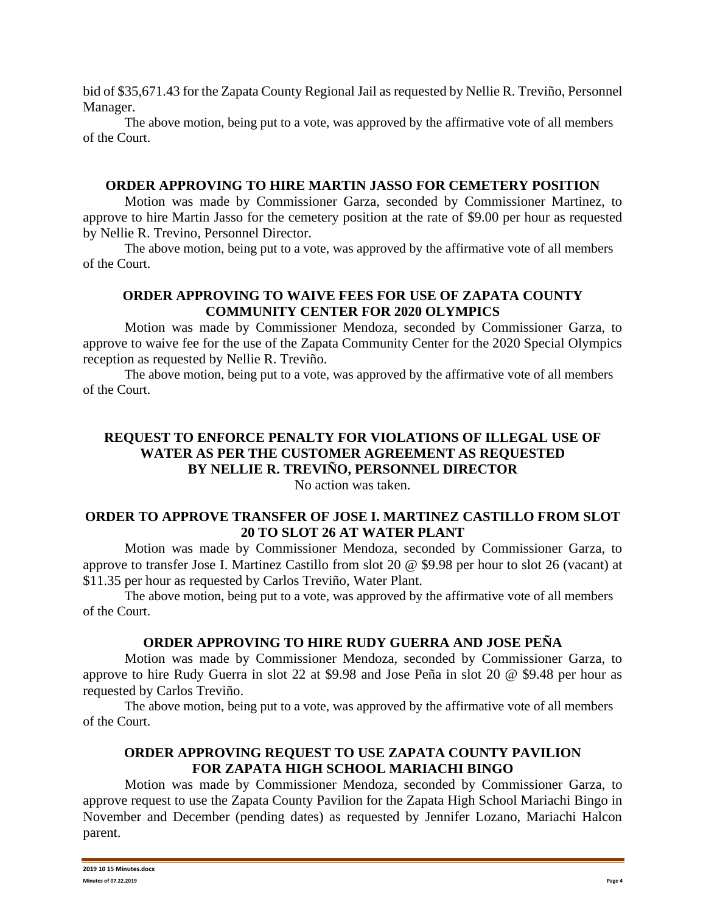bid of $35,671.43 for the Zapata County Regional Jail as requested by Nellie R. Treviño, Personnel Manager.

The above motion, being put to a vote, was approved by the affirmative vote of all members of the Court.

**ORDER APPROVING TO HIRE MARTIN JASSO FOR CEMETERY POSITION**

Motion was made by Commissioner Garza, seconded by Commissioner Martinez, to approve to hire Martin Jasso for the cemetery position at the rate of $9.00 per hour as requested by Nellie R. Trevino, Personnel Director.

The above motion, being put to a vote, was approved by the affirmative vote of all members of the Court.

**ORDER APPROVING TO WAIVE FEES FOR USE OF ZAPATA COUNTY COMMUNITY CENTER FOR 2020 OLYMPICS**

Motion was made by Commissioner Mendoza, seconded by Commissioner Garza, to approve to waive fee for the use of the Zapata Community Center for the 2020 Special Olympics reception as requested by Nellie R. Treviño.

The above motion, being put to a vote, was approved by the affirmative vote of all members of the Court.

**REQUEST TO ENFORCE PENALTY FOR VIOLATIONS OF ILLEGAL USE OF WATER AS PER THE CUSTOMER AGREEMENT AS REQUESTED BY NELLIE R. TREVIÑO, PERSONNEL DIRECTOR**

No action was taken.

**ORDER TO APPROVE TRANSFER OF JOSE I. MARTINEZ CASTILLO FROM SLOT 20 TO SLOT 26 AT WATER PLANT**

Motion was made by Commissioner Mendoza, seconded by Commissioner Garza, to approve to transfer Jose I. Martinez Castillo from slot 20 @ $9.98 per hour to slot 26 (vacant) at $11.35 per hour as requested by Carlos Treviño, Water Plant.

The above motion, being put to a vote, was approved by the affirmative vote of all members of the Court.

**ORDER APPROVING TO HIRE RUDY GUERRA AND JOSE PEÑA**

Motion was made by Commissioner Mendoza, seconded by Commissioner Garza, to approve to hire Rudy Guerra in slot 22 at $9.98 and Jose Peña in slot 20 @ $9.48 per hour as requested by Carlos Treviño.

The above motion, being put to a vote, was approved by the affirmative vote of all members of the Court.

**ORDER APPROVING REQUEST TO USE ZAPATA COUNTY PAVILION FOR ZAPATA HIGH SCHOOL MARIACHI BINGO**

Motion was made by Commissioner Mendoza, seconded by Commissioner Garza, to approve request to use the Zapata County Pavilion for the Zapata High School Mariachi Bingo in November and December (pending dates) as requested by Jennifer Lozano, Mariachi Halcon parent.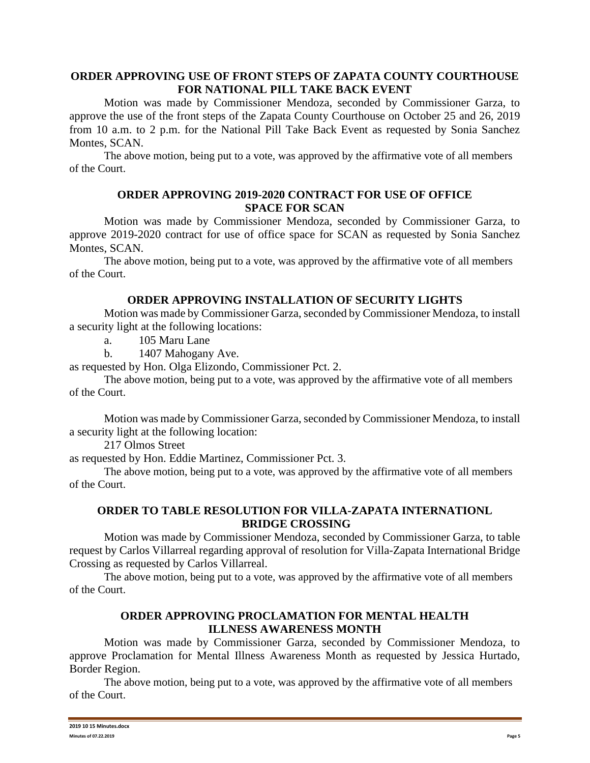**ORDER APPROVING USE OF FRONT STEPS OF ZAPATA COUNTY COURTHOUSE FOR NATIONAL PILL TAKE BACK EVENT**

Motion was made by Commissioner Mendoza, seconded by Commissioner Garza, to approve the use of the front steps of the Zapata County Courthouse on October 25 and 26, 2019 from 10 a.m. to 2 p.m. for the National Pill Take Back Event as requested by Sonia Sanchez Montes, SCAN.

The above motion, being put to a vote, was approved by the affirmative vote of all members of the Court.

**ORDER APPROVING 2019-2020 CONTRACT FOR USE OF OFFICE SPACE FOR SCAN**

Motion was made by Commissioner Mendoza, seconded by Commissioner Garza, to approve 2019-2020 contract for use of office space for SCAN as requested by Sonia Sanchez Montes, SCAN.

The above motion, being put to a vote, was approved by the affirmative vote of all members of the Court.

**ORDER APPROVING INSTALLATION OF SECURITY LIGHTS**

Motion was made by Commissioner Garza, seconded by Commissioner Mendoza, to install a security light at the following locations:

a. 105 Maru Lane

b. 1407 Mahogany Ave.

as requested by Hon. Olga Elizondo, Commissioner Pct. 2.

The above motion, being put to a vote, was approved by the affirmative vote of all members of the Court.

Motion was made by Commissioner Garza, seconded by Commissioner Mendoza, to install a security light at the following location:

217 Olmos Street

as requested by Hon. Eddie Martinez, Commissioner Pct. 3.

The above motion, being put to a vote, was approved by the affirmative vote of all members of the Court.

**ORDER TO TABLE RESOLUTION FOR VILLA-ZAPATA INTERNATIONL BRIDGE CROSSING**

Motion was made by Commissioner Mendoza, seconded by Commissioner Garza, to table request by Carlos Villarreal regarding approval of resolution for Villa-Zapata International Bridge Crossing as requested by Carlos Villarreal.

The above motion, being put to a vote, was approved by the affirmative vote of all members of the Court.

**ORDER APPROVING PROCLAMATION FOR MENTAL HEALTH ILLNESS AWARENESS MONTH**

Motion was made by Commissioner Garza, seconded by Commissioner Mendoza, to approve Proclamation for Mental Illness Awareness Month as requested by Jessica Hurtado, Border Region.

The above motion, being put to a vote, was approved by the affirmative vote of all members of the Court.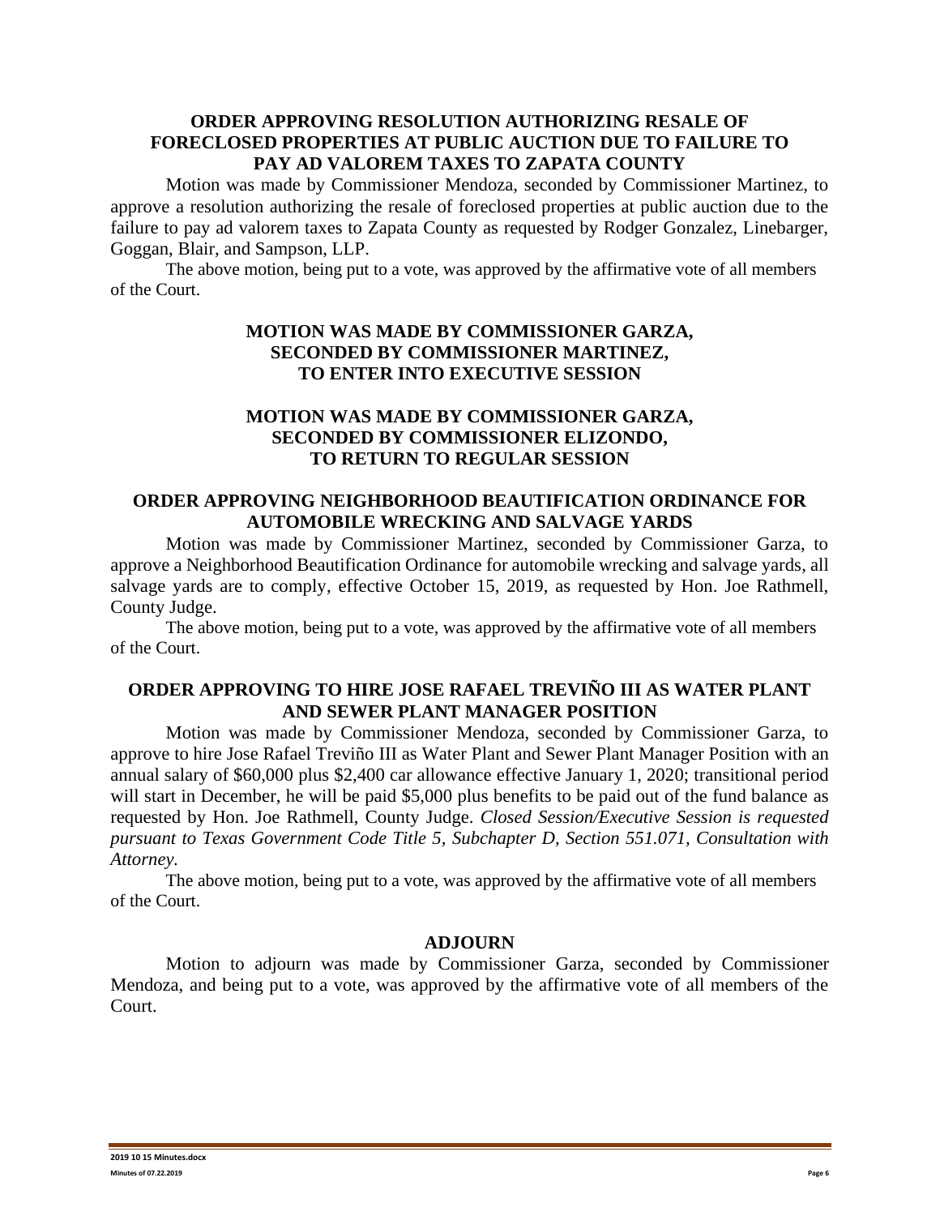**ORDER APPROVING RESOLUTION AUTHORIZING RESALE OF FORECLOSED PROPERTIES AT PUBLIC AUCTION DUE TO FAILURE TO PAY AD VALOREM TAXES TO ZAPATA COUNTY**

Motion was made by Commissioner Mendoza, seconded by Commissioner Martinez, to approve a resolution authorizing the resale of foreclosed properties at public auction due to the failure to pay ad valorem taxes to Zapata County as requested by Rodger Gonzalez, Linebarger, Goggan, Blair, and Sampson, LLP.

The above motion, being put to a vote, was approved by the affirmative vote of all members of the Court.

**MOTION WAS MADE BY COMMISSIONER GARZA, SECONDED BY COMMISSIONER MARTINEZ, TO ENTER INTO EXECUTIVE SESSION**

**MOTION WAS MADE BY COMMISSIONER GARZA, SECONDED BY COMMISSIONER ELIZONDO, TO RETURN TO REGULAR SESSION**

**ORDER APPROVING NEIGHBORHOOD BEAUTIFICATION ORDINANCE FOR AUTOMOBILE WRECKING AND SALVAGE YARDS**

Motion was made by Commissioner Martinez, seconded by Commissioner Garza, to approve a Neighborhood Beautification Ordinance for automobile wrecking and salvage yards, all salvage yards are to comply, effective October 15, 2019, as requested by Hon. Joe Rathmell, County Judge.

The above motion, being put to a vote, was approved by the affirmative vote of all members of the Court.

**ORDER APPROVING TO HIRE JOSE RAFAEL TREVIÑO III AS WATER PLANT AND SEWER PLANT MANAGER POSITION**

Motion was made by Commissioner Mendoza, seconded by Commissioner Garza, to approve to hire Jose Rafael Treviño III as Water Plant and Sewer Plant Manager Position with an annual salary of $60,000 plus $2,400 car allowance effective January 1, 2020; transitional period will start in December, he will be paid $5,000 plus benefits to be paid out of the fund balance as requested by Hon. Joe Rathmell, County Judge. *Closed Session/Executive Session is requested pursuant to Texas Government Code Title 5, Subchapter D, Section 551.071, Consultation with Attorney.*

The above motion, being put to a vote, was approved by the affirmative vote of all members of the Court.

**ADJOURN**

Motion to adjourn was made by Commissioner Garza, seconded by Commissioner Mendoza, and being put to a vote, was approved by the affirmative vote of all members of the Court.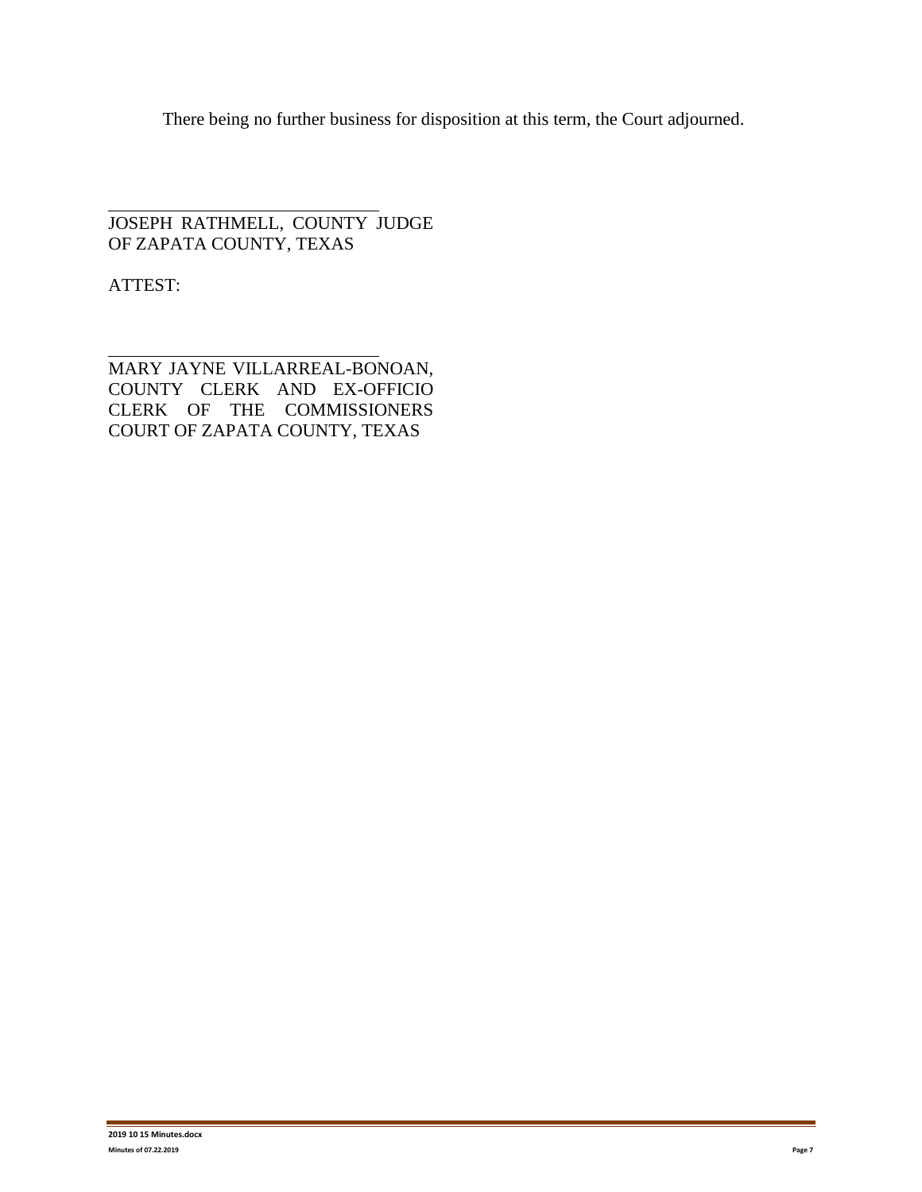There being no further business for disposition at this term, the Court adjourned.

\_\_\_\_\_\_\_\_\_\_\_\_\_\_\_\_\_\_\_\_\_\_\_\_\_\_\_\_\_\_

JOSEPH RATHMELL, COUNTY JUDGE OF ZAPATA COUNTY, TEXAS

ATTEST:

\_\_\_\_\_\_\_\_\_\_\_\_\_\_\_\_\_\_\_\_\_\_\_\_\_\_\_\_\_\_

MARY JAYNE VILLARREAL-BONOAN, COUNTY CLERK AND EX-OFFICIO CLERK OF THE COMMISSIONERS COURT OF ZAPATA COUNTY, TEXAS